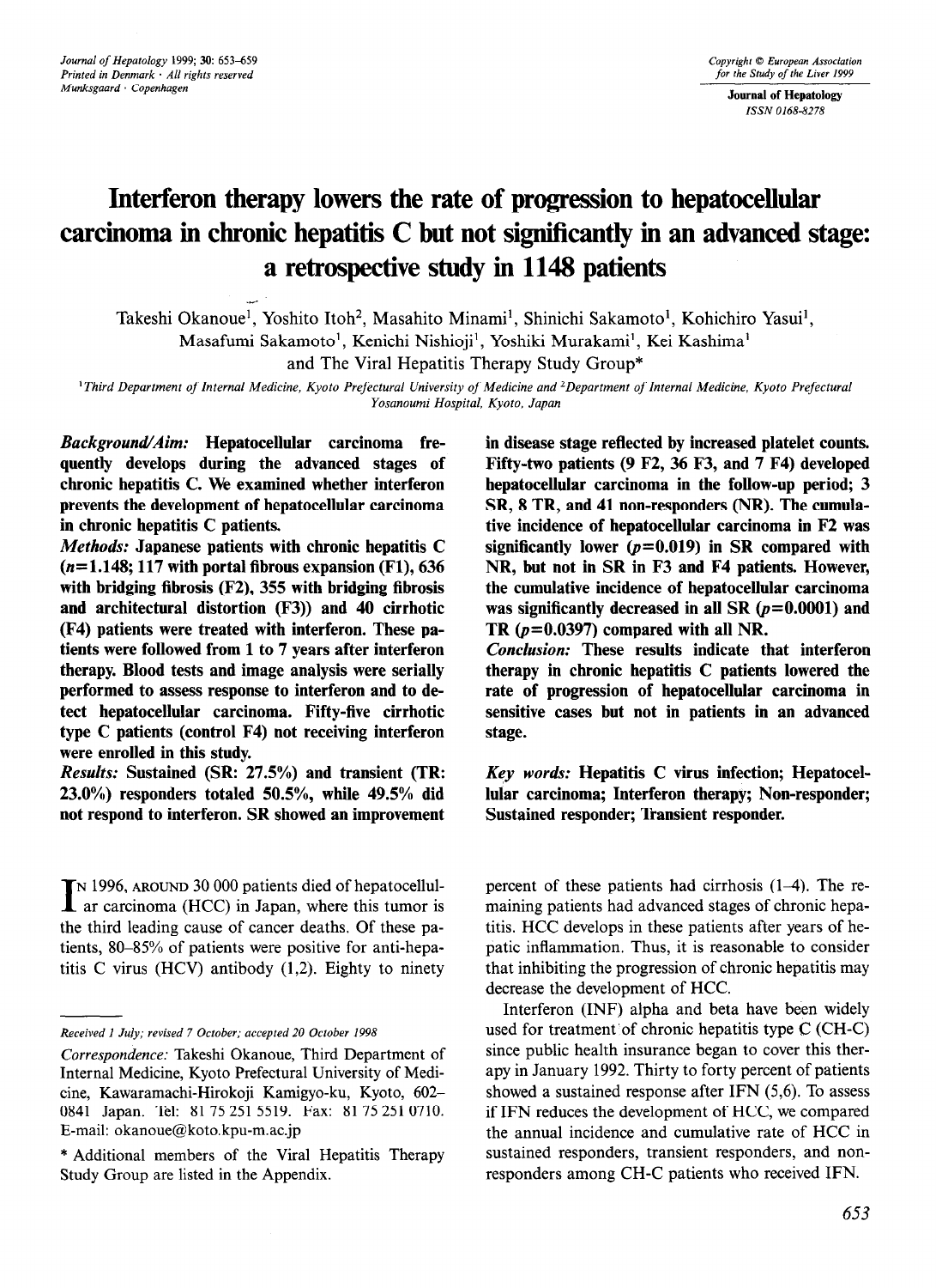# Interferon therapy lowers the rate of progression to hepatocellular carcinoma in chronic hepatitis C but not significantly in an advanced stage: a retrospective study in 1148 patients

Takeshi Okanoue[1], Yoshito Itoh[2], Masahito Minami[1], Shinichi Sakamoto[1], Kohichiro Yasui[1], Masafumi Sakamoto[1], Kenichi Nishioji[1], Yoshiki Murakami[1], Kei Kashima[1] and The Viral Hepatitis Therapy Study Group*

[1]Third Department of Internal Medicine, Kyoto Prefectural University of Medicine and [2]Department of Internal Medicine, Kyoto Prefectural Yosanoumi Hospital, Kyoto, Japan

***Background/Aim:*** **Hepatocellular carcinoma frequently develops during the advanced stages of chronic hepatitis C. We examined whether interferon prevents the development of hepatocellular carcinoma in chronic hepatitis C patients.**

***Methods:*** **Japanese patients with chronic hepatitis C (n=1.148; 117 with portal fibrous expansion (F1), 636 with bridging fibrosis (F2), 355 with bridging fibrosis and architectural distortion (F3)) and 40 cirrhotic (F4) patients were treated with interferon. These patients were followed from 1 to 7 years after interferon therapy. Blood tests and image analysis were serially performed to assess response to interferon and to detect hepatocellular carcinoma. Fifty-five cirrhotic type C patients (control F4) not receiving interferon were enrolled in this study.**

***Results:*** **Sustained (SR: 27.5%) and transient (TR: 23.0%) responders totaled 50.5%, while 49.5% did not respond to interferon. SR showed an improvement in disease stage reflected by increased platelet counts. Fifty-two patients (9 F2, 36 F3, and 7 F4) developed hepatocellular carcinoma in the follow-up period; 3 SR, 8 TR, and 41 non-responders (NR). The cumulative incidence of hepatocellular carcinoma in F2 was significantly lower ($p=0.019$) in SR compared with NR, but not in SR in F3 and F4 patients. However, the cumulative incidence of hepatocellular carcinoma was significantly decreased in all SR ($p=0.0001$) and TR ($p=0.0397$) compared with all NR.**

***Conclusion:*** **These results indicate that interferon therapy in chronic hepatitis C patients lowered the rate of progression of hepatocellular carcinoma in sensitive cases but not in patients in an advanced stage.**

***Key words:*** **Hepatitis C virus infection; Hepatocellular carcinoma; Interferon therapy; Non-responder; Sustained responder; Transient responder.**

In 1996, around 30 000 patients died of hepatocellular carcinoma (HCC) in Japan, where this tumor is the third leading cause of cancer deaths. Of these patients, 80–85% of patients were positive for anti-hepatitis C virus (HCV) antibody (1,2). Eighty to ninety percent of these patients had cirrhosis (1–4). The remaining patients had advanced stages of chronic hepatitis. HCC develops in these patients after years of hepatic inflammation. Thus, it is reasonable to consider that inhibiting the progression of chronic hepatitis may decrease the development of HCC.

Interferon (INF) alpha and beta have been widely used for treatment of chronic hepatitis type C (CH-C) since public health insurance began to cover this therapy in January 1992. Thirty to forty percent of patients showed a sustained response after IFN (5,6). To assess if IFN reduces the development of HCC, we compared the annual incidence and cumulative rate of HCC in sustained responders, transient responders, and non-responders among CH-C patients who received IFN.

Received 1 July; revised 7 October; accepted 20 October 1998

Correspondence: Takeshi Okanoue, Third Department of Internal Medicine, Kyoto Prefectural University of Medicine, Kawaramachi-Hirokoji Kamigyo-ku, Kyoto, 602-0841 Japan. Tel: 81 75 251 5519. Fax: 81 75 251 0710. E-mail: okanoue@koto.kpu-m.ac.jp

\* Additional members of the Viral Hepatitis Therapy Study Group are listed in the Appendix.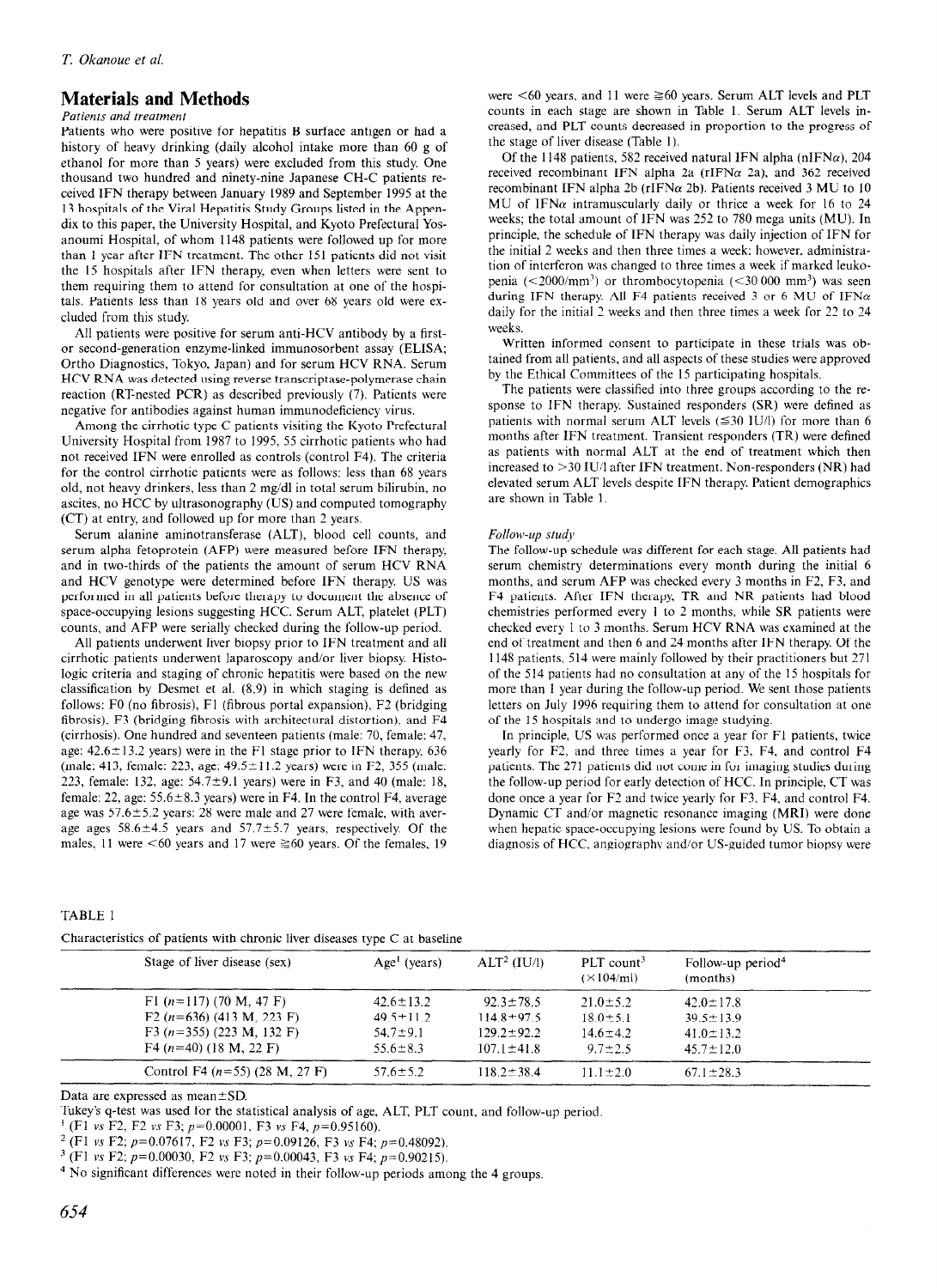## Materials and Methods

*Patients and treatment*

Patients who were positive for hepatitis B surface antigen or had a history of heavy drinking (daily alcohol intake more than 60 g of ethanol for more than 5 years) were excluded from this study. One thousand two hundred and ninety-nine Japanese CH-C patients received IFN therapy between January 1989 and September 1995 at the 13 hospitals of the Viral Hepatitis Study Groups listed in the Appendix to this paper, the University Hospital, and Kyoto Prefectural Yosanoumi Hospital, of whom 1148 patients were followed up for more than 1 year after IFN treatment. The other 151 patients did not visit the 15 hospitals after IFN therapy, even when letters were sent to them requiring them to attend for consultation at one of the hospitals. Patients less than 18 years old and over 68 years old were excluded from this study.

All patients were positive for serum anti-HCV antibody by a first- or second-generation enzyme-linked immunosorbent assay (ELISA; Ortho Diagnostics, Tokyo, Japan) and for serum HCV RNA. Serum HCV RNA was detected using reverse transcriptase-polymerase chain reaction (RT-nested PCR) as described previously (7). Patients were negative for antibodies against human immunodeficiency virus.

Among the cirrhotic type C patients visiting the Kyoto Prefectural University Hospital from 1987 to 1995, 55 cirrhotic patients who had not received IFN were enrolled as controls (control F4). The criteria for the control cirrhotic patients were as follows: less than 68 years old, not heavy drinkers, less than 2 mg/dl in total serum bilirubin, no ascites, no HCC by ultrasonography (US) and computed tomography (CT) at entry, and followed up for more than 2 years.

Serum alanine aminotransferase (ALT), blood cell counts, and serum alpha fetoprotein (AFP) were measured before IFN therapy, and in two-thirds of the patients the amount of serum HCV RNA and HCV genotype were determined before IFN therapy. US was performed in all patients before therapy to document the absence of space-occupying lesions suggesting HCC. Serum ALT, platelet (PLT) counts, and AFP were serially checked during the follow-up period.

All patients underwent liver biopsy prior to IFN treatment and all cirrhotic patients underwent laparoscopy and/or liver biopsy. Histologic criteria and staging of chronic hepatitis were based on the new classification by Desmet et al. (8,9) in which staging is defined as follows: F0 (no fibrosis), F1 (fibrous portal expansion), F2 (bridging fibrosis), F3 (bridging fibrosis with architectural distortion), and F4 (cirrhosis). One hundred and seventeen patients (male: 70, female: 47, age: 42.6±13.2 years) were in the F1 stage prior to IFN therapy, 636 (male: 413, female: 223, age: 49.5±11.2 years) were in F2, 355 (male: 223, female: 132, age: 54.7±9.1 years) were in F3, and 40 (male: 18, female: 22, age: 55.6±8.3 years) were in F4. In the control F4, average age was 57.6±5.2 years: 28 were male and 27 were female, with average ages 58.6±4.5 years and 57.7±5.7 years, respectively. Of the males, 11 were <60 years and 17 were ≧60 years. Of the females, 19 were <60 years, and 11 were ≧60 years. Serum ALT levels and PLT counts in each stage are shown in Table 1. Serum ALT levels increased, and PLT counts decreased in proportion to the progress of the stage of liver disease (Table 1).

Of the 1148 patients, 582 received natural IFN alpha (nIFNα), 204 received recombinant IFN alpha 2a (rIFNα 2a), and 362 received recombinant IFN alpha 2b (rIFNα 2b). Patients received 3 MU to 10 MU of IFNα intramuscularly daily or thrice a week for 16 to 24 weeks; the total amount of IFN was 252 to 780 mega units (MU). In principle, the schedule of IFN therapy was daily injection of IFN for the initial 2 weeks and then three times a week; however, administration of interferon was changed to three times a week if marked leukopenia (<2000/mm³) or thrombocytopenia (<30 000 mm³) was seen during IFN therapy. All F4 patients received 3 or 6 MU of IFNα daily for the initial 2 weeks and then three times a week for 22 to 24 weeks.

Written informed consent to participate in these trials was obtained from all patients, and all aspects of these studies were approved by the Ethical Committees of the 15 participating hospitals.

The patients were classified into three groups according to the response to IFN therapy. Sustained responders (SR) were defined as patients with normal serum ALT levels (≦30 IU/l) for more than 6 months after IFN treatment. Transient responders (TR) were defined as patients with normal ALT at the end of treatment which then increased to >30 IU/l after IFN treatment. Non-responders (NR) had elevated serum ALT levels despite IFN therapy. Patient demographics are shown in Table 1.

*Follow-up study*

The follow-up schedule was different for each stage. All patients had serum chemistry determinations every month during the initial 6 months, and serum AFP was checked every 3 months in F2, F3, and F4 patients. After IFN therapy, TR and NR patients had blood chemistries performed every 1 to 2 months, while SR patients were checked every 1 to 3 months. Serum HCV RNA was examined at the end of treatment and then 6 and 24 months after IFN therapy. Of the 1148 patients, 514 were mainly followed by their practitioners but 271 of the 514 patients had no consultation at any of the 15 hospitals for more than 1 year during the follow-up period. We sent those patients letters on July 1996 requiring them to attend for consultation at one of the 15 hospitals and to undergo image studying.

In principle, US was performed once a year for F1 patients, twice yearly for F2, and three times a year for F3, F4, and control F4 patients. The 271 patients did not come in for imaging studies during the follow-up period for early detection of HCC. In principle, CT was done once a year for F2 and twice yearly for F3, F4, and control F4. Dynamic CT and/or magnetic resonance imaging (MRI) were done when hepatic space-occupying lesions were found by US. To obtain a diagnosis of HCC, angiography and/or US-guided tumor biopsy were

TABLE 1

Characteristics of patients with chronic liver diseases type C at baseline

| Stage of liver disease (sex) | Age[1] (years) | ALT[2] (IU/l) | PLT count[3] (×104/ml) | Follow-up period[4] (months) |
|---|---|---|---|---|
| F1 (n=117) (70 M, 47 F) | 42.6±13.2 | 92.3±78.5 | 21.0±5.2 | 42.0±17.8 |
| F2 (n=636) (413 M, 223 F) | 49.5±11.2 | 114.8±97.5 | 18.0±5.1 | 39.5±13.9 |
| F3 (n=355) (223 M, 132 F) | 54.7±9.1 | 129.2±92.2 | 14.6±4.2 | 41.0±13.2 |
| F4 (n=40) (18 M, 22 F) | 55.6±8.3 | 107.1±41.8 | 9.7±2.5 | 45.7±12.0 |
| Control F4 (n=55) (28 M, 27 F) | 57.6±5.2 | 118.2±38.4 | 11.1±2.0 | 67.1±28.3 |

Data are expressed as mean±SD.

Tukey's q-test was used for the statistical analysis of age, ALT, PLT count, and follow-up period.

[1] (F1 vs F2, F2 vs F3; $p=0.00001$, F3 vs F4, $p=0.95160$).

[2] (F1 vs F2; $p=0.07617$, F2 vs F3; $p=0.09126$, F3 vs F4; $p=0.48092$).

[3] (F1 vs F2; $p=0.00030$, F2 vs F3; $p=0.00043$, F3 vs F4; $p=0.90215$).

[4] No significant differences were noted in their follow-up periods among the 4 groups.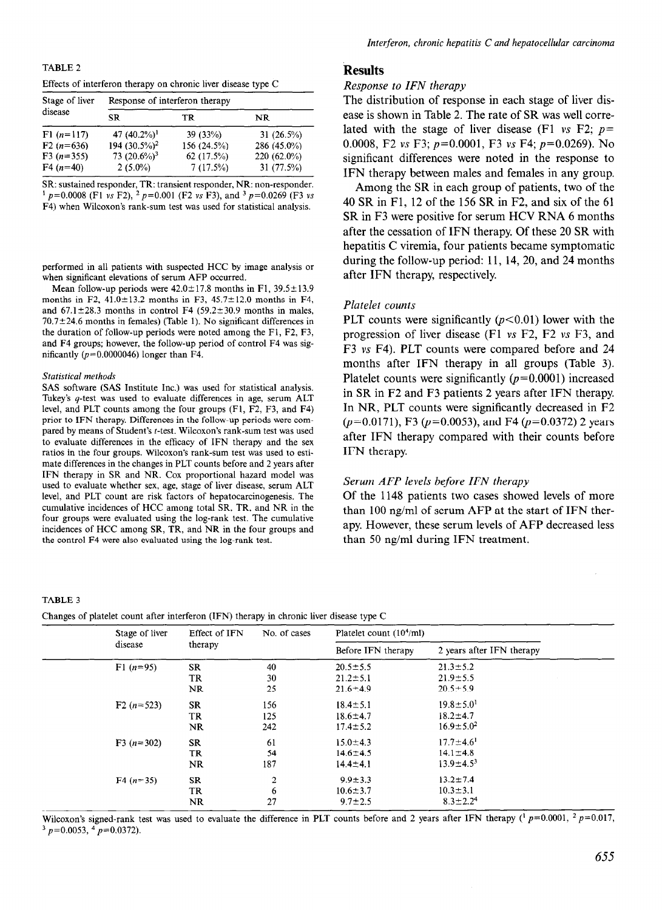TABLE 2

Effects of interferon therapy on chronic liver disease type C

| Stage of liver disease | Response of interferon therapy | | |
|---|---|---|---|
| | SR | TR | NR |
| F1 ($n$=117) | 47 (40.2%)[1] | 39 (33%) | 31 (26.5%) |
| F2 ($n$=636) | 194 (30.5%)[2] | 156 (24.5%) | 286 (45.0%) |
| F3 ($n$=355) | 73 (20.6%)[3] | 62 (17.5%) | 220 (62.0%) |
| F4 ($n$=40) | 2 (5.0%) | 7 (17.5%) | 31 (77.5%) |

SR: sustained responder, TR: transient responder, NR: non-responder. [1] $p$=0.0008 (F1 *vs* F2), [2] $p$=0.001 (F2 *vs* F3), and [3] $p$=0.0269 (F3 *vs* F4) when Wilcoxon's rank-sum test was used for statistical analysis.

performed in all patients with suspected HCC by image analysis or when significant elevations of serum AFP occurred.

Mean follow-up periods were 42.0±17.8 months in F1, 39.5±13.9 months in F2, 41.0±13.2 months in F3, 45.7±12.0 months in F4, and 67.1±28.3 months in control F4 (59.2±30.9 months in males, 70.7±24.6 months in females) (Table 1). No significant differences in the duration of follow-up periods were noted among the F1, F2, F3, and F4 groups; however, the follow-up period of control F4 was significantly ($p$=0.0000046) longer than F4.

*Statistical methods*

SAS software (SAS Institute Inc.) was used for statistical analysis. Tukey's $q$-test was used to evaluate differences in age, serum ALT level, and PLT counts among the four groups (F1, F2, F3, and F4) prior to IFN therapy. Differences in the follow-up periods were compared by means of Student's $t$-test. Wilcoxon's rank-sum test was used to evaluate differences in the efficacy of IFN therapy and the sex ratios in the four groups. Wilcoxon's rank-sum test was used to estimate differences in the changes in PLT counts before and 2 years after IFN therapy in SR and NR. Cox proportional hazard model was used to evaluate whether sex, age, stage of liver disease, serum ALT level, and PLT count are risk factors of hepatocarcinogenesis. The cumulative incidences of HCC among total SR, TR, and NR in the four groups were evaluated using the log-rank test. The cumulative incidences of HCC among SR, TR, and NR in the four groups and the control F4 were also evaluated using the log-rank test.

## Results

*Response to IFN therapy*

The distribution of response in each stage of liver disease is shown in Table 2. The rate of SR was well correlated with the stage of liver disease (F1 *vs* F2; $p$=0.0008, F2 *vs* F3; $p$=0.0001, F3 *vs* F4; $p$=0.0269). No significant differences were noted in the response to IFN therapy between males and females in any group.

Among the SR in each group of patients, two of the 40 SR in F1, 12 of the 156 SR in F2, and six of the 61 SR in F3 were positive for serum HCV RNA 6 months after the cessation of IFN therapy. Of these 20 SR with hepatitis C viremia, four patients became symptomatic during the follow-up period: 11, 14, 20, and 24 months after IFN therapy, respectively.

*Platelet counts*

PLT counts were significantly ($p$<0.01) lower with the progression of liver disease (F1 *vs* F2, F2 *vs* F3, and F3 *vs* F4). PLT counts were compared before and 24 months after IFN therapy in all groups (Table 3). Platelet counts were significantly ($p$=0.0001) increased in SR in F2 and F3 patients 2 years after IFN therapy. In NR, PLT counts were significantly decreased in F2 ($p$=0.0171), F3 ($p$=0.0053), and F4 ($p$=0.0372) 2 years after IFN therapy compared with their counts before IFN therapy.

*Serum AFP levels before IFN therapy*

Of the 1148 patients two cases showed levels of more than 100 ng/ml of serum AFP at the start of IFN therapy. However, these serum levels of AFP decreased less than 50 ng/ml during IFN treatment.

TABLE 3

Changes of platelet count after interferon (IFN) therapy in chronic liver disease type C

| Stage of liver disease | Effect of IFN therapy | No. of cases | Platelet count ($10^4$/ml) | |
|---|---|---|---|---|
| | | | Before IFN therapy | 2 years after IFN therapy |
| F1 ($n$=95) | SR | 40 | 20.5±5.5 | 21.3±5.2 |
| | TR | 30 | 21.2±5.1 | 21.9±5.5 |
| | NR | 25 | 21.6±4.9 | 20.5±5.9 |
| F2 ($n$=523) | SR | 156 | 18.4±5.1 | 19.8±5.0[1] |
| | TR | 125 | 18.6±4.7 | 18.2±4.7 |
| | NR | 242 | 17.4±5.2 | 16.9±5.0[2] |
| F3 ($n$=302) | SR | 61 | 15.0±4.3 | 17.7±4.6[1] |
| | TR | 54 | 14.6±4.5 | 14.1±4.8 |
| | NR | 187 | 14.4±4.1 | 13.9±4.5[3] |
| F4 ($n$=35) | SR | 2 | 9.9±3.3 | 13.2±7.4 |
| | TR | 6 | 10.6±3.7 | 10.3±3.1 |
| | NR | 27 | 9.7±2.5 | 8.3±2.2[4] |

Wilcoxon's signed-rank test was used to evaluate the difference in PLT counts before and 2 years after IFN therapy ([1] $p$=0.0001, [2] $p$=0.017, [3] $p$=0.0053, [4] $p$=0.0372).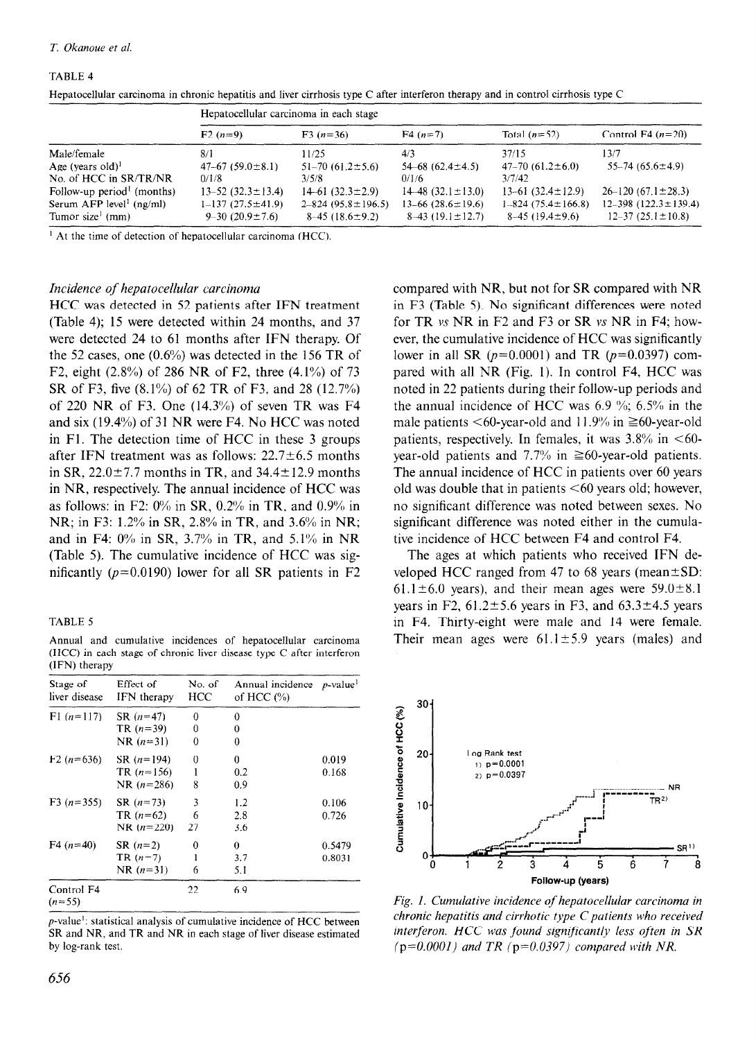TABLE 4

Hepatocellular carcinoma in chronic hepatitis and liver cirrhosis type C after interferon therapy and in control cirrhosis type C

| | Hepatocellular carcinoma in each stage | | | | |
|---|---|---|---|---|---|
| | F2 ($n$=9) | F3 ($n$=36) | F4 ($n$=7) | Total ($n$=52) | Control F4 ($n$=20) |
| Male/female | 8/1 | 11/25 | 4/3 | 37/15 | 13/7 |
| Age (years old)[1] | 47–67 (59.0±8.1) | 51–70 (61.2±5.6) | 54–68 (62.4±4.5) | 47–70 (61.2±6.0) | 55–74 (65.6±4.9) |
| No. of HCC in SR/TR/NR | 0/1/8 | 3/5/8 | 0/1/6 | 3/7/42 | |
| Follow-up period[1] (months) | 13–52 (32.3±13.4) | 14–61 (32.3±2.9) | 14–48 (32.1±13.0) | 13–61 (32.4±12.9) | 26–120 (67.1±28.3) |
| Serum AFP level[1] (ng/ml) | 1–137 (27.5±41.9) | 2–824 (95.8±196.5) | 13–66 (28.6±19.6) | 1–824 (75.4±166.8) | 12–398 (122.3±139.4) |
| Tumor size[1] (mm) | 9–30 (20.9±7.6) | 8–45 (18.6±9.2) | 8–43 (19.1±12.7) | 8–45 (19.4±9.6) | 12–37 (25.1±10.8) |

[1] At the time of detection of hepatocellular carcinoma (HCC).

### Incidence of hepatocellular carcinoma

HCC was detected in 52 patients after IFN treatment (Table 4); 15 were detected within 24 months, and 37 were detected 24 to 61 months after IFN therapy. Of the 52 cases, one (0.6%) was detected in the 156 TR of F2, eight (2.8%) of 286 NR of F2, three (4.1%) of 73 SR of F3, five (8.1%) of 62 TR of F3, and 28 (12.7%) of 220 NR of F3. One (14.3%) of seven TR was F4 and six (19.4%) of 31 NR were F4. No HCC was noted in F1. The detection time of HCC in these 3 groups after IFN treatment was as follows: 22.7±6.5 months in SR, 22.0±7.7 months in TR, and 34.4±12.9 months in NR, respectively. The annual incidence of HCC was as follows: in F2: 0% in SR, 0.2% in TR, and 0.9% in NR; in F3: 1.2% in SR, 2.8% in TR, and 3.6% in NR; and in F4: 0% in SR, 3.7% in TR, and 5.1% in NR (Table 5). The cumulative incidence of HCC was significantly ($p$=0.0190) lower for all SR patients in F2 compared with NR, but not for SR compared with NR in F3 (Table 5). No significant differences were noted for TR *vs* NR in F2 and F3 or SR *vs* NR in F4; however, the cumulative incidence of HCC was significantly lower in all SR ($p$=0.0001) and TR ($p$=0.0397) compared with all NR (Fig. 1). In control F4, HCC was noted in 22 patients during their follow-up periods and the annual incidence of HCC was 6.9 %; 6.5% in the male patients <60-year-old and 11.9% in ≧60-year-old patients, respectively. In females, it was 3.8% in <60-year-old patients and 7.7% in ≧60-year-old patients. The annual incidence of HCC in patients over 60 years old was double that in patients <60 years old; however, no significant difference was noted between sexes. No significant difference was noted either in the cumulative incidence of HCC between F4 and control F4.

The ages at which patients who received IFN developed HCC ranged from 47 to 68 years (mean±SD: 61.1±6.0 years), and their mean ages were 59.0±8.1 years in F2, 61.2±5.6 years in F3, and 63.3±4.5 years in F4. Thirty-eight were male and 14 were female. Their mean ages were 61.1±5.9 years (males) and

TABLE 5

Annual and cumulative incidences of hepatocellular carcinoma (HCC) in each stage of chronic liver disease type C after interferon (IFN) therapy

| Stage of liver disease | Effect of IFN therapy | No. of HCC | Annual incidence of HCC (%) | $p$-value[1] |
|---|---|---|---|---|
| F1 ($n$=117) | SR ($n$=47) | 0 | 0 | |
| | TR ($n$=39) | 0 | 0 | |
| | NR ($n$=31) | 0 | 0 | |
| F2 ($n$=636) | SR ($n$=194) | 0 | 0 | 0.019 |
| | TR ($n$=156) | 1 | 0.2 | 0.168 |
| | NR ($n$=286) | 8 | 0.9 | |
| F3 ($n$=355) | SR ($n$=73) | 3 | 1.2 | 0.106 |
| | TR ($n$=62) | 6 | 2.8 | 0.726 |
| | NR ($n$=220) | 27 | 3.6 | |
| F4 ($n$=40) | SR ($n$=2) | 0 | 0 | 0.5479 |
| | TR ($n$=7) | 1 | 3.7 | 0.8031 |
| | NR ($n$=31) | 6 | 5.1 | |
| Control F4 ($n$=55) | | 22 | 6.9 | |

$p$-value[1]: statistical analysis of cumulative incidence of HCC between SR and NR, and TR and NR in each stage of liver disease estimated by log-rank test.

Cumulative Incidence of HCC (%)
30
20
10
0
Log Rank test
1) p=0.0001
2) p=0.0397
NR
TR[2)]
SR[1)]
0 1 2 3 4 5 6 7 8
Follow-up (years)

*Fig. 1. Cumulative incidence of hepatocellular carcinoma in chronic hepatitis and cirrhotic type C patients who received interferon. HCC was found significantly less often in SR (p=0.0001) and TR (p=0.0397) compared with NR.*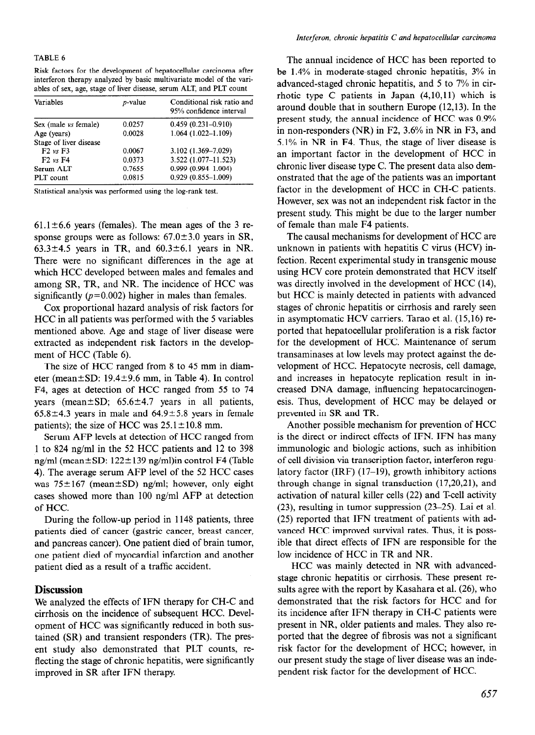TABLE 6

Risk factors for the development of hepatocellular carcinoma after interferon therapy analyzed by basic multivariate model of the variables of sex, age, stage of liver disease, serum ALT, and PLT count

| Variables | *p*-value | Conditional risk ratio and 95% confidence interval |
|---|---|---|
| Sex (male *vs* female) | 0.0257 | 0.459 (0.231–0.910) |
| Age (years) | 0.0028 | 1.064 (1.022–1.109) |
| Stage of liver disease | | |
| F2 *vs* F3 | 0.0067 | 3.102 (1.369–7.029) |
| F2 *vs* F4 | 0.0373 | 3.522 (1.077–11.523) |
| Serum ALT | 0.7655 | 0.999 (0.994–1.004) |
| PLT count | 0.0815 | 0.929 (0.855–1.009) |

Statistical analysis was performed using the log-rank test.

61.1±6.6 years (females). The mean ages of the 3 response groups were as follows: 67.0±3.0 years in SR, 63.3±4.5 years in TR, and 60.3±6.1 years in NR. There were no significant differences in the age at which HCC developed between males and females and among SR, TR, and NR. The incidence of HCC was significantly ($p=0.002$) higher in males than females.

Cox proportional hazard analysis of risk factors for HCC in all patients was performed with the 5 variables mentioned above. Age and stage of liver disease were extracted as independent risk factors in the development of HCC (Table 6).

The size of HCC ranged from 8 to 45 mm in diameter (mean±SD: 19.4±9.6 mm, in Table 4). In control F4, ages at detection of HCC ranged from 55 to 74 years (mean±SD; 65.6±4.7 years in all patients, 65.8±4.3 years in male and 64.9±5.8 years in female patients); the size of HCC was 25.1±10.8 mm.

Serum AFP levels at detection of HCC ranged from 1 to 824 ng/ml in the 52 HCC patients and 12 to 398 ng/ml (mean±SD: 122±139 ng/ml)in control F4 (Table 4). The average serum AFP level of the 52 HCC cases was 75±167 (mean±SD) ng/ml; however, only eight cases showed more than 100 ng/ml AFP at detection of HCC.

During the follow-up period in 1148 patients, three patients died of cancer (gastric cancer, breast cancer, and pancreas cancer). One patient died of brain tumor, one patient died of myocardial infarction and another patient died as a result of a traffic accident.

## Discussion

We analyzed the effects of IFN therapy for CH-C and cirrhosis on the incidence of subsequent HCC. Development of HCC was significantly reduced in both sustained (SR) and transient responders (TR). The present study also demonstrated that PLT counts, reflecting the stage of chronic hepatitis, were significantly improved in SR after IFN therapy.

The annual incidence of HCC has been reported to be 1.4% in moderate-staged chronic hepatitis, 3% in advanced-staged chronic hepatitis, and 5 to 7% in cirrhotic type C patients in Japan (4,10,11) which is around double that in southern Europe (12,13). In the present study, the annual incidence of HCC was 0.9% in non-responders (NR) in F2, 3.6% in NR in F3, and 5.1% in NR in F4. Thus, the stage of liver disease is an important factor in the development of HCC in chronic liver disease type C. The present data also demonstrated that the age of the patients was an important factor in the development of HCC in CH-C patients. However, sex was not an independent risk factor in the present study. This might be due to the larger number of female than male F4 patients.

The causal mechanisms for development of HCC are unknown in patients with hepatitis C virus (HCV) infection. Recent experimental study in transgenic mouse using HCV core protein demonstrated that HCV itself was directly involved in the development of HCC (14), but HCC is mainly detected in patients with advanced stages of chronic hepatitis or cirrhosis and rarely seen in asymptomatic HCV carriers. Tarao et al. (15,16) reported that hepatocellular proliferation is a risk factor for the development of HCC. Maintenance of serum transaminases at low levels may protect against the development of HCC. Hepatocyte necrosis, cell damage, and increases in hepatocyte replication result in increased DNA damage, influencing hepatocarcinogenesis. Thus, development of HCC may be delayed or prevented in SR and TR.

Another possible mechanism for prevention of HCC is the direct or indirect effects of IFN. IFN has many immunologic and biologic actions, such as inhibition of cell division via transcription factor, interferon regulatory factor (IRF) (17–19), growth inhibitory actions through change in signal transduction (17,20,21), and activation of natural killer cells (22) and T-cell activity (23), resulting in tumor suppression (23–25). Lai et al. (25) reported that IFN treatment of patients with advanced HCC improved survival rates. Thus, it is possible that direct effects of IFN are responsible for the low incidence of HCC in TR and NR.

HCC was mainly detected in NR with advanced-stage chronic hepatitis or cirrhosis. These present results agree with the report by Kasahara et al. (26), who demonstrated that the risk factors for HCC and for its incidence after IFN therapy in CH-C patients were present in NR, older patients and males. They also reported that the degree of fibrosis was not a significant risk factor for the development of HCC; however, in our present study the stage of liver disease was an independent risk factor for the development of HCC.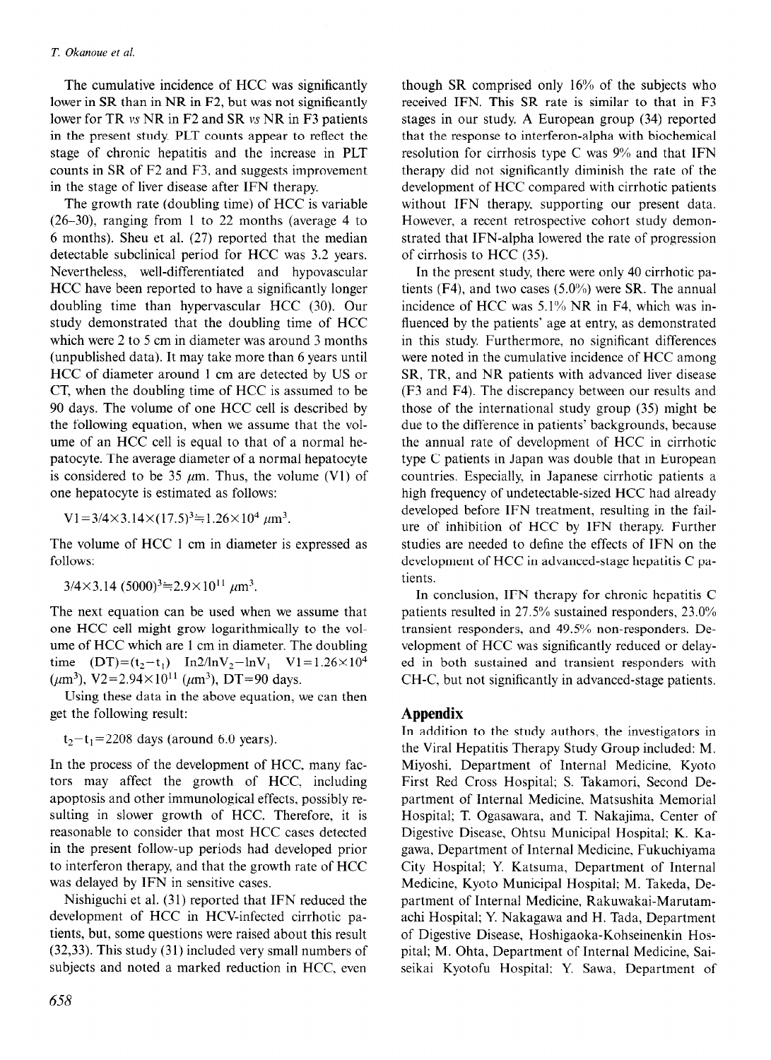The cumulative incidence of HCC was significantly lower in SR than in NR in F2, but was not significantly lower for TR *vs* NR in F2 and SR *vs* NR in F3 patients in the present study. PLT counts appear to reflect the stage of chronic hepatitis and the increase in PLT counts in SR of F2 and F3, and suggests improvement in the stage of liver disease after IFN therapy.

The growth rate (doubling time) of HCC is variable (26–30), ranging from 1 to 22 months (average 4 to 6 months). Sheu et al. (27) reported that the median detectable subclinical period for HCC was 3.2 years. Nevertheless, well-differentiated and hypovascular HCC have been reported to have a significantly longer doubling time than hypervascular HCC (30). Our study demonstrated that the doubling time of HCC which were 2 to 5 cm in diameter was around 3 months (unpublished data). It may take more than 6 years until HCC of diameter around 1 cm are detected by US or CT, when the doubling time of HCC is assumed to be 90 days. The volume of one HCC cell is described by the following equation, when we assume that the volume of an HCC cell is equal to that of a normal hepatocyte. The average diameter of a normal hepatocyte is considered to be 35 $\mu$m. Thus, the volume (V1) of one hepatocyte is estimated as follows:

$$V1 = 3/4 \times 3.14 \times (17.5)^3 \fallingdotseq 1.26 \times 10^4 \ \mu m^3.$$

The volume of HCC 1 cm in diameter is expressed as follows:

$$3/4 \times 3.14\ (5000)^3 \fallingdotseq 2.9 \times 10^{11} \ \mu m^3.$$

The next equation can be used when we assume that one HCC cell might grow logarithmically to the volume of HCC which are 1 cm in diameter. The doubling time $(DT) = (t_2 - t_1)\ \ln 2/\ln V_2 - \ln V_1$ $V1 = 1.26 \times 10^4$ ($\mu m^3$), $V2 = 2.94 \times 10^{11}$ ($\mu m^3$), DT = 90 days.

Using these data in the above equation, we can then get the following result:

$$t_2 - t_1 = 2208 \text{ days (around 6.0 years).}$$

In the process of the development of HCC, many factors may affect the growth of HCC, including apoptosis and other immunological effects, possibly resulting in slower growth of HCC. Therefore, it is reasonable to consider that most HCC cases detected in the present follow-up periods had developed prior to interferon therapy, and that the growth rate of HCC was delayed by IFN in sensitive cases.

Nishiguchi et al. (31) reported that IFN reduced the development of HCC in HCV-infected cirrhotic patients, but, some questions were raised about this result (32,33). This study (31) included very small numbers of subjects and noted a marked reduction in HCC, even though SR comprised only 16% of the subjects who received IFN. This SR rate is similar to that in F3 stages in our study. A European group (34) reported that the response to interferon-alpha with biochemical resolution for cirrhosis type C was 9% and that IFN therapy did not significantly diminish the rate of the development of HCC compared with cirrhotic patients without IFN therapy, supporting our present data. However, a recent retrospective cohort study demonstrated that IFN-alpha lowered the rate of progression of cirrhosis to HCC (35).

In the present study, there were only 40 cirrhotic patients (F4), and two cases (5.0%) were SR. The annual incidence of HCC was 5.1% NR in F4, which was influenced by the patients' age at entry, as demonstrated in this study. Furthermore, no significant differences were noted in the cumulative incidence of HCC among SR, TR, and NR patients with advanced liver disease (F3 and F4). The discrepancy between our results and those of the international study group (35) might be due to the difference in patients' backgrounds, because the annual rate of development of HCC in cirrhotic type C patients in Japan was double that in European countries. Especially, in Japanese cirrhotic patients a high frequency of undetectable-sized HCC had already developed before IFN treatment, resulting in the failure of inhibition of HCC by IFN therapy. Further studies are needed to define the effects of IFN on the development of HCC in advanced-stage hepatitis C patients.

In conclusion, IFN therapy for chronic hepatitis C patients resulted in 27.5% sustained responders, 23.0% transient responders, and 49.5% non-responders. Development of HCC was significantly reduced or delayed in both sustained and transient responders with CH-C, but not significantly in advanced-stage patients.

## Appendix

In addition to the study authors, the investigators in the Viral Hepatitis Therapy Study Group included: M. Miyoshi, Department of Internal Medicine, Kyoto First Red Cross Hospital; S. Takamori, Second Department of Internal Medicine, Matsushita Memorial Hospital; T. Ogasawara, and T. Nakajima, Center of Digestive Disease, Ohtsu Municipal Hospital; K. Kagawa, Department of Internal Medicine, Fukuchiyama City Hospital; Y. Katsuma, Department of Internal Medicine, Kyoto Municipal Hospital; M. Takeda, Department of Internal Medicine, Rakuwakai-Marutamachi Hospital; Y. Nakagawa and H. Tada, Department of Digestive Disease, Hoshigaoka-Kohseinenkin Hospital; M. Ohta, Department of Internal Medicine, Saiseikai Kyotofu Hospital; Y. Sawa, Department of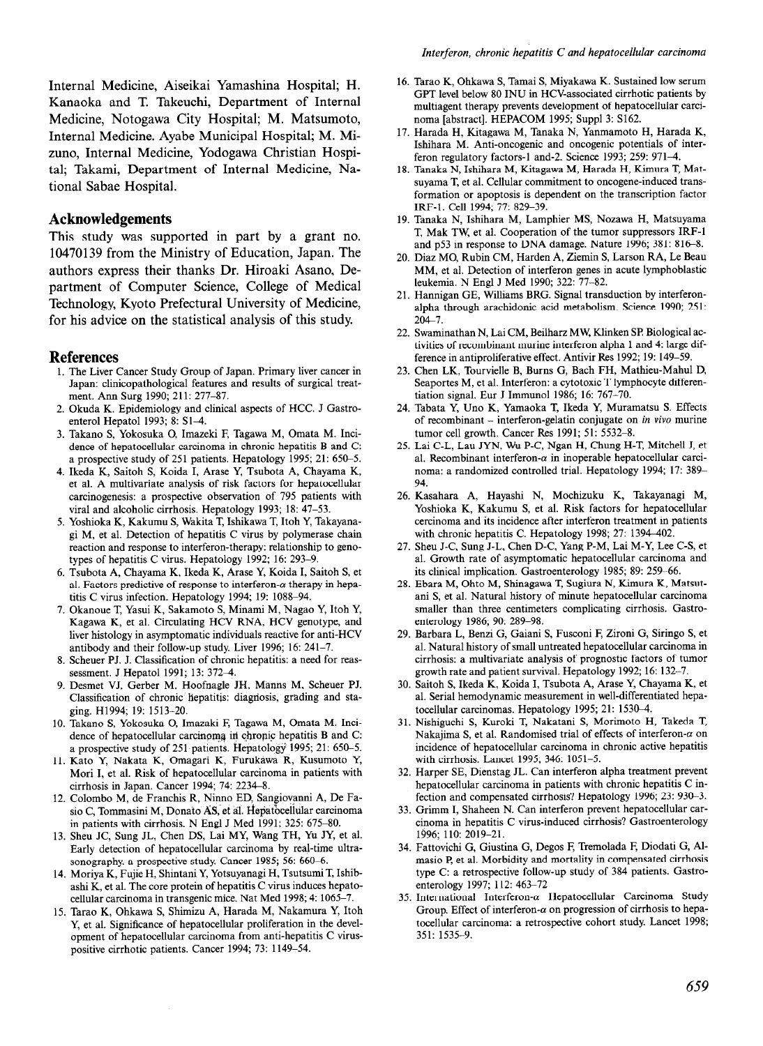Internal Medicine, Aiseikai Yamashina Hospital; H. Kanaoka and T. Takeuchi, Department of Internal Medicine, Notogawa City Hospital; M. Matsumoto, Internal Medicine. Ayabe Municipal Hospital; M. Mizuno, Internal Medicine, Yodogawa Christian Hospital; Takami, Department of Internal Medicine, National Sabae Hospital.

## Acknowledgements

This study was supported in part by a grant no. 10470139 from the Ministry of Education, Japan. The authors express their thanks Dr. Hiroaki Asano, Department of Computer Science, College of Medical Technology, Kyoto Prefectural University of Medicine, for his advice on the statistical analysis of this study.

## References

1. The Liver Cancer Study Group of Japan. Primary liver cancer in Japan: clinicopathological features and results of surgical treatment. Ann Surg 1990; 211: 277–87.
2. Okuda K. Epidemiology and clinical aspects of HCC. J Gastroenterol Hepatol 1993; 8: S1–4.
3. Takano S, Yokosuka O, Imazeki F, Tagawa M, Omata M. Incidence of hepatocellular carcinoma in chronic hepatitis B and C: a prospective study of 251 patients. Hepatology 1995; 21: 650–5.
4. Ikeda K, Saitoh S, Koida I, Arase Y, Tsubota A, Chayama K, et al. A multivariate analysis of risk factors for hepatocellular carcinogenesis: a prospective observation of 795 patients with viral and alcoholic cirrhosis. Hepatology 1993; 18: 47–53.
5. Yoshioka K, Kakumu S, Wakita T, Ishikawa T, Itoh Y, Takayanagi M, et al. Detection of hepatitis C virus by polymerase chain reaction and response to interferon-therapy: relationship to genotypes of hepatitis C virus. Hepatology 1992; 16: 293–9.
6. Tsubota A, Chayama K, Ikeda K, Arase Y, Koida I, Saitoh S, et al. Factors predictive of response to interferon-$\alpha$ therapy in hepatitis C virus infection. Hepatology 1994; 19: 1088–94.
7. Okanoue T, Yasui K, Sakamoto S, Minami M, Nagao Y, Itoh Y, Kagawa K, et al. Circulating HCV RNA, HCV genotype, and liver histology in asymptomatic individuals reactive for anti-HCV antibody and their follow-up study. Liver 1996; 16: 241–7.
8. Scheuer PJ. J. Classification of chronic hepatitis: a need for reassessment. J Hepatol 1991; 13: 372–4.
9. Desmet VJ. Gerber M. Hoofnagle JH. Manns M. Scheuer PJ. Classification of chronic hepatitis: diagnosis, grading and staging. H1994; 19: 1513–20.
10. Takano S, Yokosuka O, Imazaki F, Tagawa M, Omata M. Incidence of hepatocellular carcinoma in chronic hepatitis B and C: a prospective study of 251 patients. Hepatology 1995; 21: 650–5.
11. Kato Y, Nakata K, Omagari K, Furukawa R, Kusumoto Y, Mori I, et al. Risk of hepatocellular carcinoma in patients with cirrhosis in Japan. Cancer 1994; 74: 2234–8.
12. Colombo M, de Franchis R, Ninno ED, Sangiovanni A, De Fasio C, Tommasini M, Donato AS, et al. Hepatocellular carcinoma in patients with cirrhosis. N Engl J Med 1991; 325: 675–80.
13. Sheu JC, Sung JL, Chen DS, Lai MY, Wang TH, Yu JY, et al. Early detection of hepatocellular carcinoma by real-time ultrasonography. a prospective study. Cancer 1985; 56: 660–6.
14. Moriya K, Fujie H, Shintani Y, Yotsuyanagi H, Tsutsumi T, Ishibashi K, et al. The core protein of hepatitis C virus induces hepatocellular carcinoma in transgenic mice. Nat Med 1998; 4: 1065–7.
15. Tarao K, Ohkawa S, Shimizu A, Harada M, Nakamura Y, Itoh Y, et al. Significance of hepatocellular proliferation in the development of hepatocellular carcinoma from anti-hepatitis C virus-positive cirrhotic patients. Cancer 1994; 73: 1149–54.
16. Tarao K, Ohkawa S, Tamai S, Miyakawa K. Sustained low serum GPT level below 80 INU in HCV-associated cirrhotic patients by multiagent therapy prevents development of hepatocellular carcinoma [abstract]. HEPACOM 1995; Suppl 3: S162.
17. Harada H, Kitagawa M, Tanaka N, Yanmamoto H, Harada K, Ishihara M. Anti-oncogenic and oncogenic potentials of interferon regulatory factors-1 and-2. Science 1993; 259: 971–4.
18. Tanaka N, Ishihara M, Kitagawa M, Harada H, Kimura T, Matsuyama T, et al. Cellular commitment to oncogene-induced transformation or apoptosis is dependent on the transcription factor IRF-1. Cell 1994; 77: 829–39.
19. Tanaka N, Ishihara M, Lamphier MS, Nozawa H, Matsuyama T, Mak TW, et al. Cooperation of the tumor suppressors IRF-1 and p53 in response to DNA damage. Nature 1996; 381: 816–8.
20. Diaz MO, Rubin CM, Harden A, Ziemin S, Larson RA, Le Beau MM, et al. Detection of interferon genes in acute lymphoblastic leukemia. N Engl J Med 1990; 322: 77–82.
21. Hannigan GE, Williams BRG. Signal transduction by interferon-alpha through arachidonic acid metabolism. Science 1990; 251: 204–7.
22. Swaminathan N, Lai CM, Beilharz MW, Klinken SP. Biological activities of recombinant murine interferon alpha 1 and 4: large difference in antiproliferative effect. Antivir Res 1992; 19: 149–59.
23. Chen LK, Tourvielle B, Burns G, Bach FH, Mathieu-Mahul D, Seaportes M, et al. Interferon: a cytotoxic T lymphocyte differentiation signal. Eur J Immunol 1986; 16: 767–70.
24. Tabata Y, Uno K, Yamaoka T, Ikeda Y, Muramatsu S. Effects of recombinant – interferon-gelatin conjugate on *in vivo* murine tumor cell growth. Cancer Res 1991; 51: 5532–8.
25. Lai C-L, Lau JYN, Wu P-C, Ngan H, Chung H-T, Mitchell J, et al. Recombinant interferon-$\alpha$ in inoperable hepatocellular carcinoma: a randomized controlled trial. Hepatology 1994; 17: 389–94.
26. Kasahara A, Hayashi N, Mochizuku K, Takayanagi M, Yoshioka K, Kakumu S, et al. Risk factors for hepatocellular cercinoma and its incidence after interferon treatment in patients with chronic hepatitis C. Hepatology 1998; 27: 1394–402.
27. Sheu J-C, Sung J-L, Chen D-C, Yang P-M, Lai M-Y, Lee C-S, et al. Growth rate of asymptomatic hepatocellular carcinoma and its clinical implication. Gastroenterology 1985; 89: 259–66.
28. Ebara M, Ohto M, Shinagawa T, Sugiura N, Kimura K, Matsutani S, et al. Natural history of minute hepatocellular carcinoma smaller than three centimeters complicating cirrhosis. Gastroenterology 1986; 90: 289–98.
29. Barbara L, Benzi G, Gaiani S, Fusconi F, Zironi G, Siringo S, et al. Natural history of small untreated hepatocellular carcinoma in cirrhosis: a multivariate analysis of prognostic factors of tumor growth rate and patient survival. Hepatology 1992; 16: 132–7.
30. Saitoh S, Ikeda K, Koida I, Tsubota A, Arase Y, Chayama K, et al. Serial hemodynamic measurement in well-differentiated hepatocellular carcinomas. Hepatology 1995; 21: 1530–4.
31. Nishiguchi S, Kuroki T, Nakatani S, Morimoto H, Takeda T, Nakajima S, et al. Randomised trial of effects of interferon-$\alpha$ on incidence of hepatocellular carcinoma in chronic active hepatitis with cirrhosis. Lancet 1995; 346: 1051–5.
32. Harper SE, Dienstag JL. Can interferon alpha treatment prevent hepatocellular carcinoma in patients with chronic hepatitis C infection and compensated cirrhosis? Hepatology 1996; 23: 930–3.
33. Grimm I, Shaheen N. Can interferon prevent hepatocellular carcinoma in hepatitis C virus-induced cirrhosis? Gastroenterology 1996; 110: 2019–21.
34. Fattovichi G, Giustina G, Degos F, Tremolada F, Diodati G, Almasio P, et al. Morbidity and mortality in compensated cirrhosis type C: a retrospective follow-up study of 384 patients. Gastroenterology 1997; 112: 463–72
35. International Interferon-$\alpha$ Hepatocellular Carcinoma Study Group. Effect of interferon-$\alpha$ on progression of cirrhosis to hepatocellular carcinoma: a retrospective cohort study. Lancet 1998; 351: 1535–9.